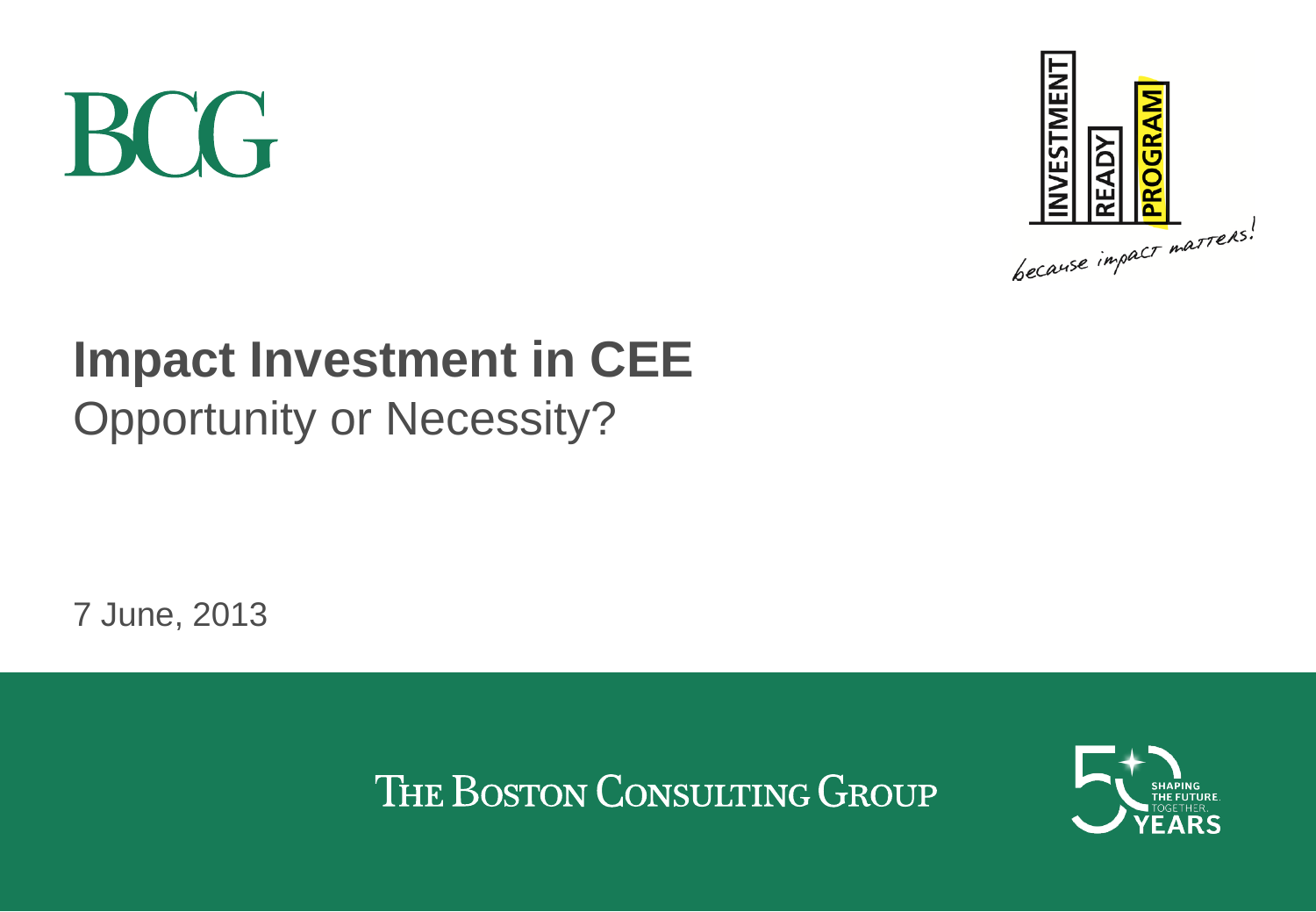BCG

INVESTMENT READY PROGRAM

because impact matters!

# Impact Investment in CEE

## Opportunity or Necessity?

7 June, 2013

THE BOSTON CONSULTING GROUP

50 YEARS
SHAPING THE FUTURE. TOGETHER.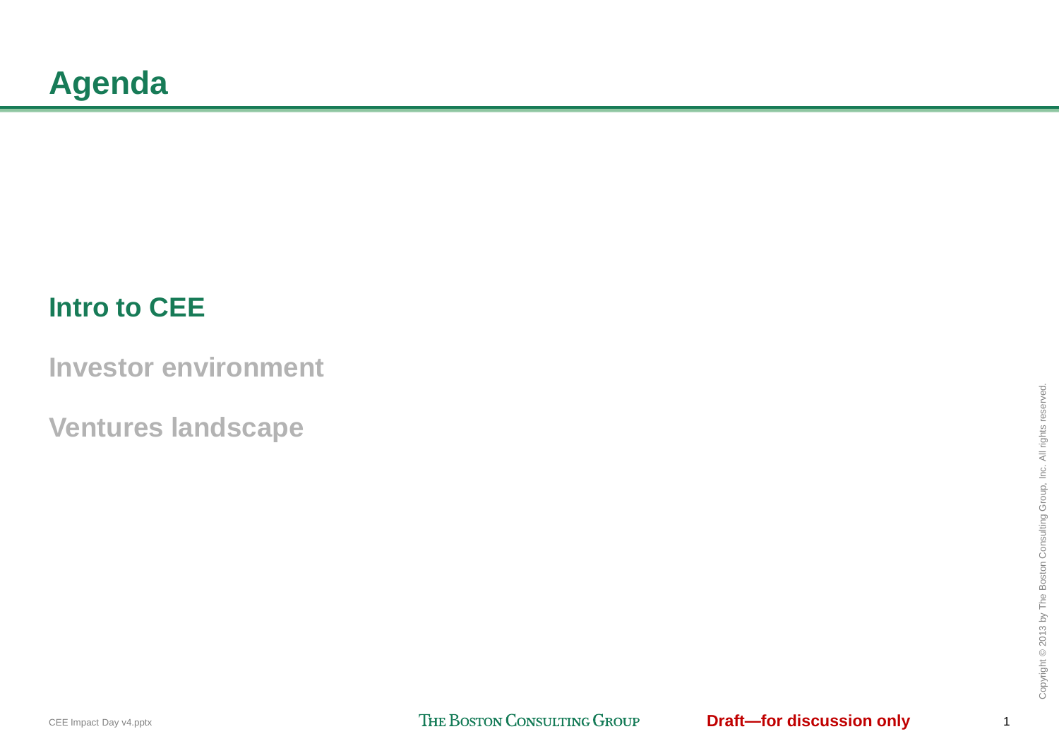# Agenda

**Intro to CEE**

**Investor environment**

**Ventures landscape**

Draft—for discussion only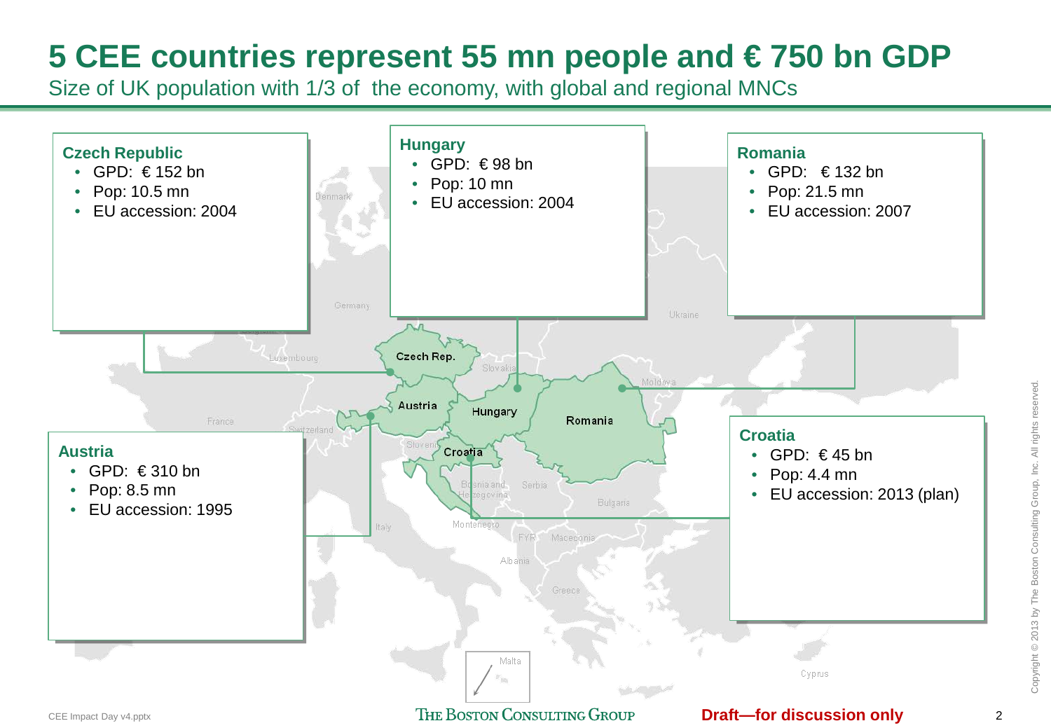# 5 CEE countries represent 55 mn people and € 750 bn GDP

Size of UK population with 1/3 of  the economy, with global and regional MNCs

### Czech Republic
- GPD:  € 152 bn
- Pop: 10.5 mn
- EU accession: 2004

### Hungary
- GPD:  € 98 bn
- Pop: 10 mn
- EU accession: 2004

### Romania
- GPD:   € 132 bn
- Pop: 21.5 mn
- EU accession: 2007

### Austria
- GPD:  € 310 bn
- Pop: 8.5 mn
- EU accession: 1995

### Croatia
- GPD:  € 45 bn
- Pop: 4.4 mn
- EU accession: 2013 (plan)

CEE Impact Day v4.pptx

Draft—for discussion only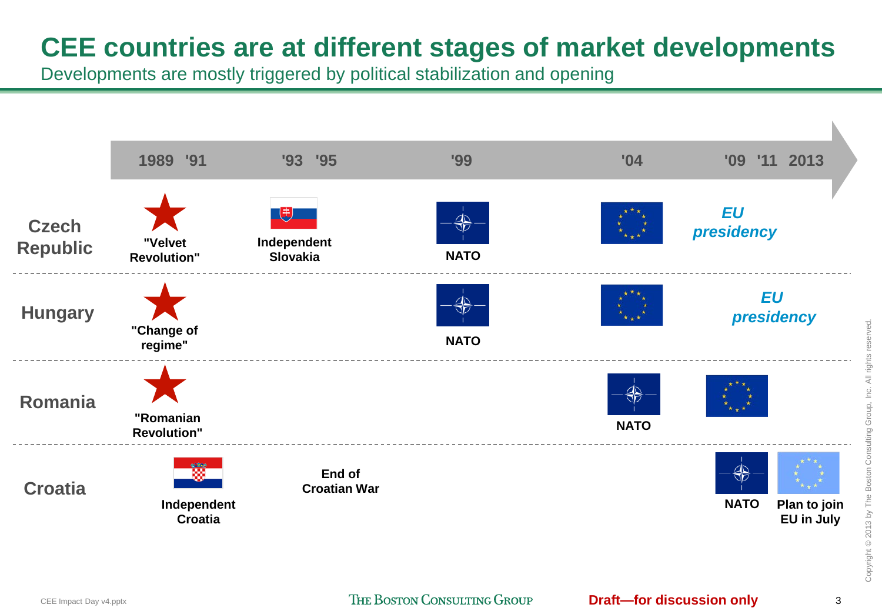# CEE countries are at different stages of market developments

Developments are mostly triggered by political stabilization and opening

| | 1989 '91 | '93 '95 | '99 | '04 | '09 '11 2013 |
|---|---|---|---|---|---|
| **Czech Republic** | "Velvet Revolution" | Independent Slovakia | NATO | EU | *EU presidency* |
| **Hungary** | "Change of regime" | | NATO | EU | *EU presidency* |
| **Romania** | "Romanian Revolution" | | | NATO | EU |
| **Croatia** | Independent Croatia | End of Croatian War | | | NATO; Plan to join EU in July |

CEE Impact Day v4.pptx

Draft—for discussion only

Copyright © 2013 by The Boston Consulting Group, Inc. All rights reserved.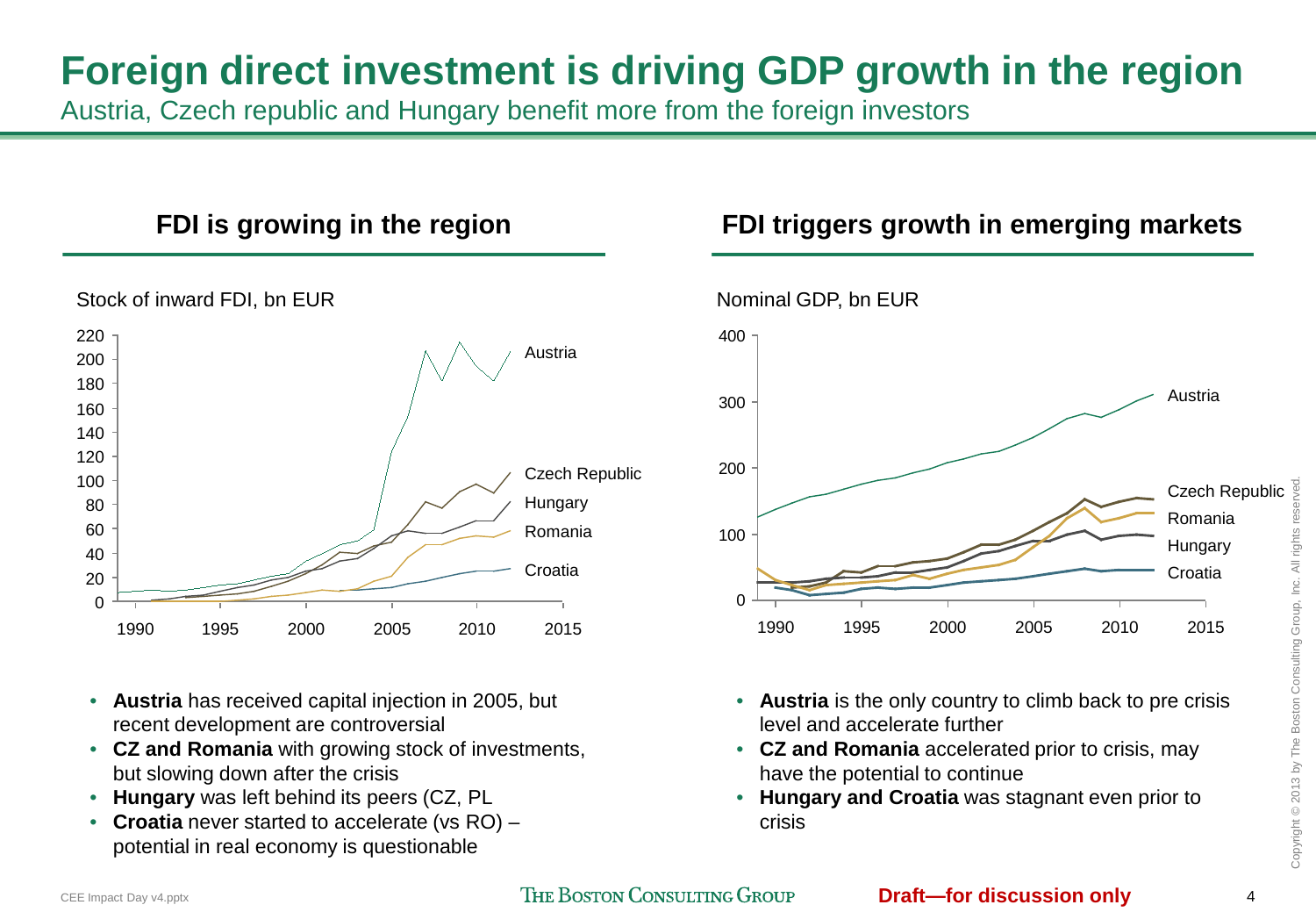# Foreign direct investment is driving GDP growth in the region

Austria, Czech republic and Hungary benefit more from the foreign investors

## FDI is growing in the region

Stock of inward FDI, bn EUR

- **Austria** has received capital injection in 2005, but recent development are controversial
- **CZ and Romania** with growing stock of investments, but slowing down after the crisis
- **Hungary** was left behind its peers (CZ, PL
- **Croatia** never started to accelerate (vs RO) – potential in real economy is questionable

## FDI triggers growth in emerging markets

Nominal GDP, bn EUR

- **Austria** is the only country to climb back to pre crisis level and accelerate further
- **CZ and Romania** accelerated prior to crisis, may have the potential to continue
- **Hungary and Croatia** was stagnant even prior to crisis

Draft—for discussion only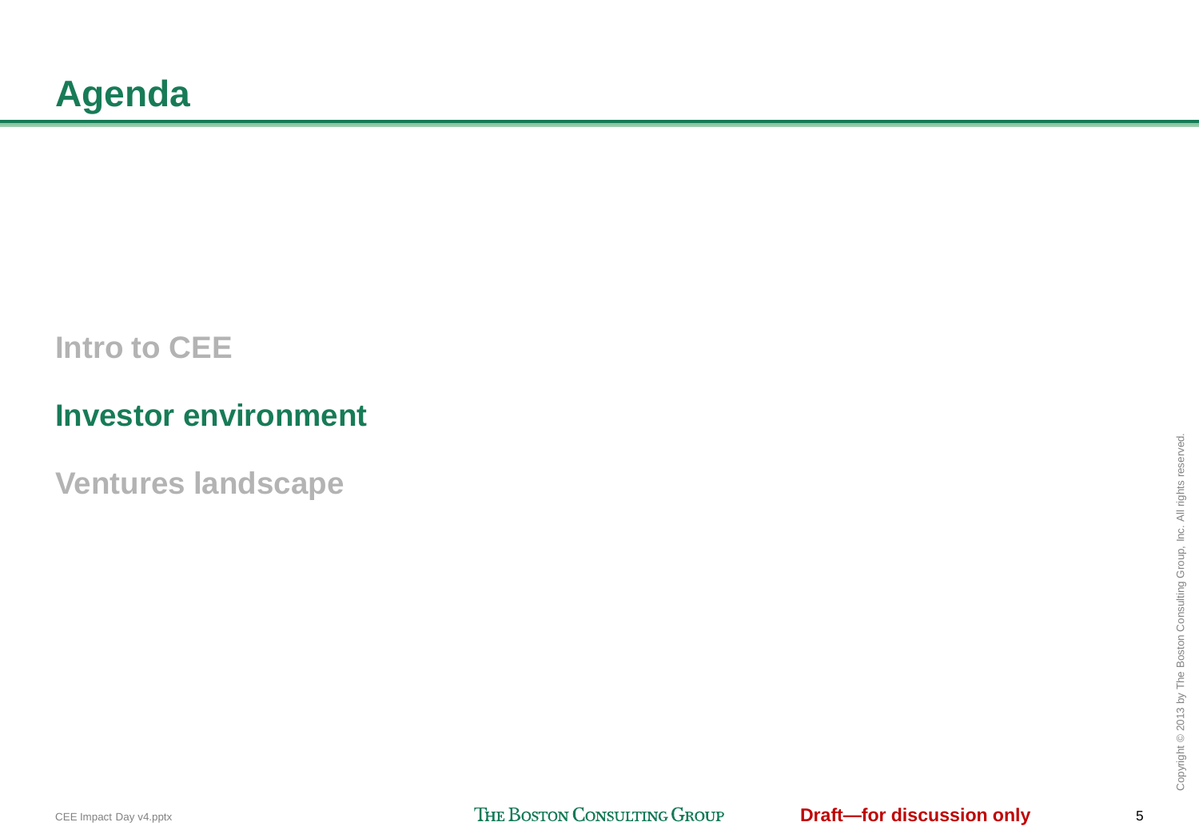# Agenda

Intro to CEE

**Investor environment**

Ventures landscape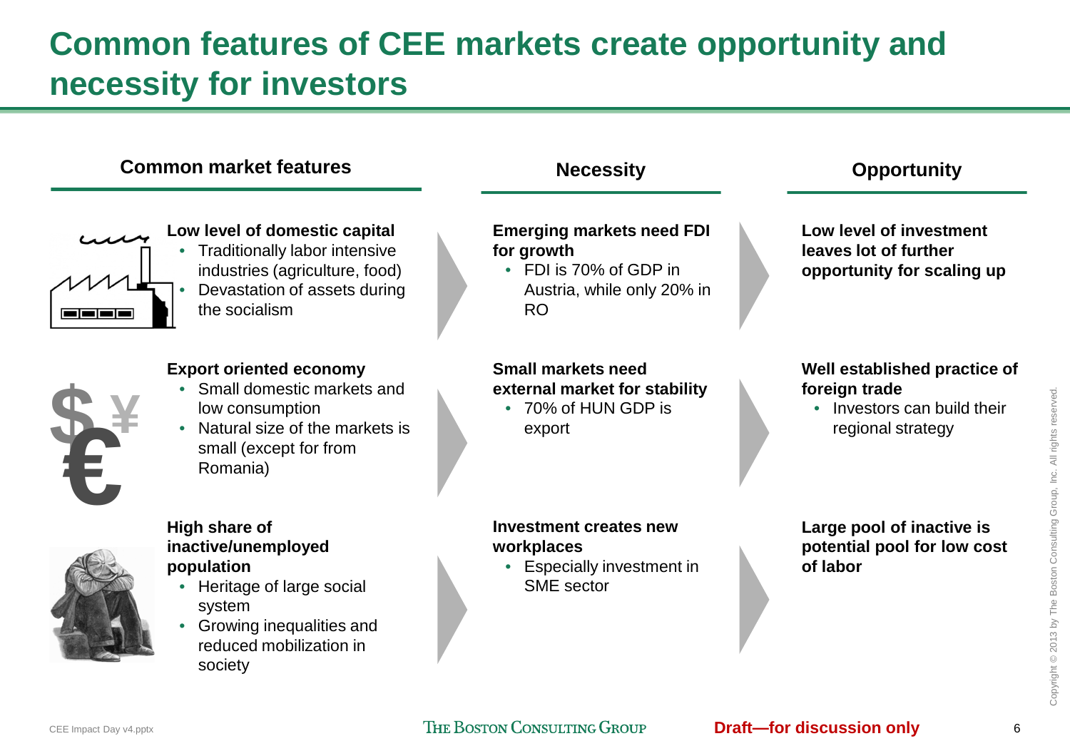# Common features of CEE markets create opportunity and necessity for investors

| Common market features | Necessity | Opportunity |
| --- | --- | --- |
| **Low level of domestic capital**<br>• Traditionally labor intensive industries (agriculture, food)<br>• Devastation of assets during the socialism | **Emerging markets need FDI for growth**<br>• FDI is 70% of GDP in Austria, while only 20% in RO | **Low level of investment leaves lot of further opportunity for scaling up** |
| **Export oriented economy**<br>• Small domestic markets and low consumption<br>• Natural size of the markets is small (except for from Romania) | **Small markets need external market for stability**<br>• 70% of HUN GDP is export | **Well established practice of foreign trade**<br>• Investors can build their regional strategy |
| **High share of inactive/unemployed population**<br>• Heritage of large social system<br>• Growing inequalities and reduced mobilization in society | **Investment creates new workplaces**<br>• Especially investment in SME sector | **Large pool of inactive is potential pool for low cost of labor** |

Draft—for discussion only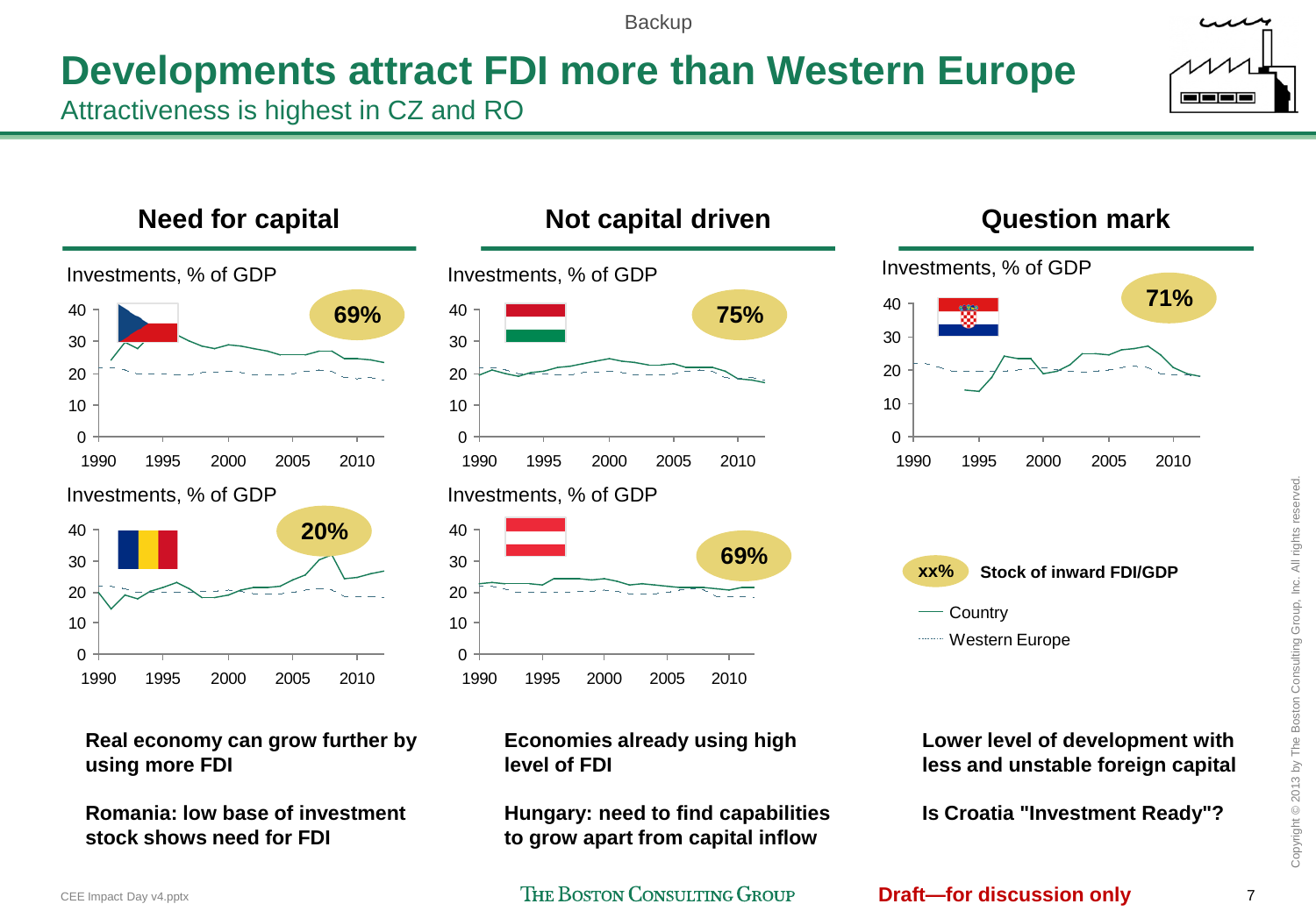Backup

# Developments attract FDI more than Western Europe

Attractiveness is highest in CZ and RO

## Need for capital

Investments, % of GDP

40
30
20
10
0

1990 1995 2000 2005 2010

**69%**

Investments, % of GDP

40
30
20
10
0

1990 1995 2000 2005 2010

**20%**

**Real economy can grow further by using more FDI**

**Romania: low base of investment stock shows need for FDI**

## Not capital driven

Investments, % of GDP

40
30
20
10
0

1990 1995 2000 2005 2010

**75%**

Investments, % of GDP

40
30
20
10
0

1990 1995 2000 2005 2010

**69%**

**Economies already using high level of FDI**

**Hungary: need to find capabilities to grow apart from capital inflow**

## Question mark

Investments, % of GDP

40
30
20
10
0

1990 1995 2000 2005 2010

**71%**

**xx%** **Stock of inward FDI/GDP**

Country

Western Europe

**Lower level of development with less and unstable foreign capital**

**Is Croatia "Investment Ready"?**

**Draft—for discussion only**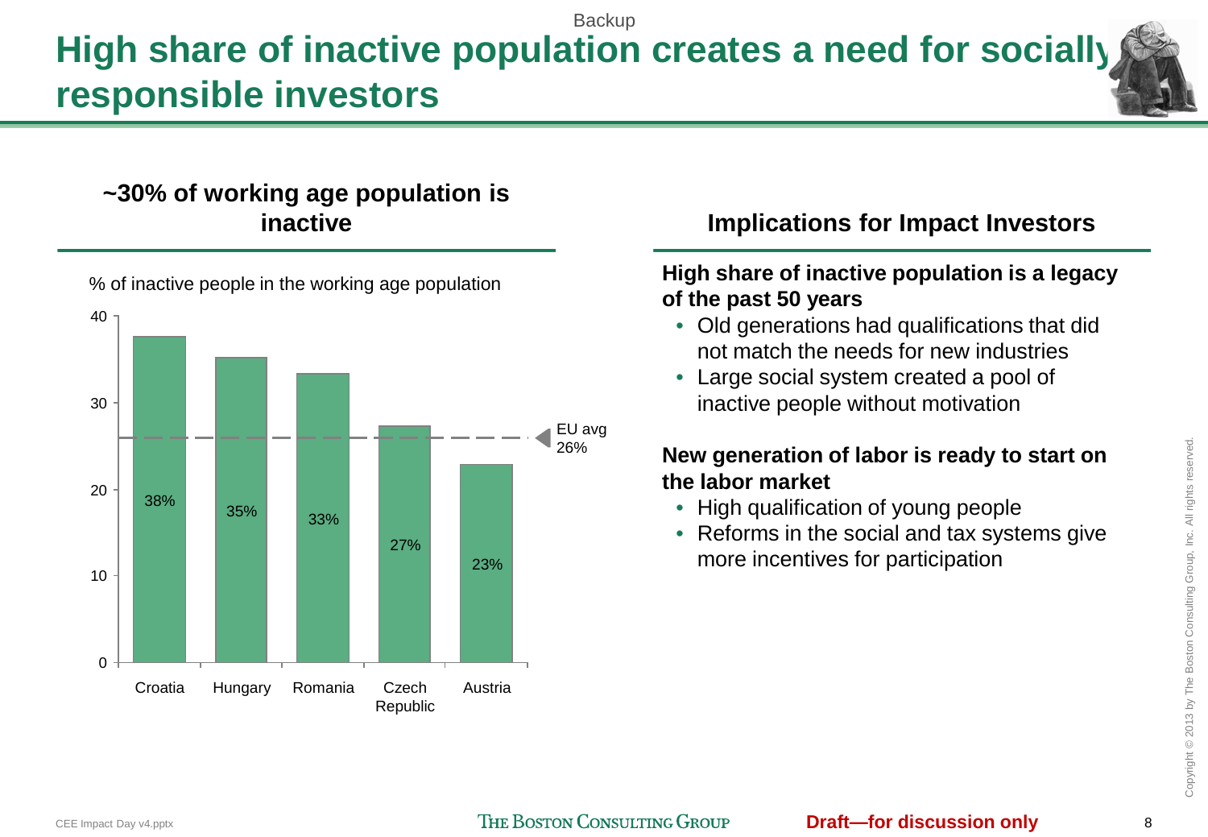Backup

# High share of inactive population creates a need for socially responsible investors

## ~30% of working age population is inactive

% of inactive people in the working age population

| Country | % inactive |
|---|---|
| Croatia | 38% |
| Hungary | 35% |
| Romania | 33% |
| Czech Republic | 27% |
| Austria | 23% |

EU avg 26%

## Implications for Impact Investors

**High share of inactive population is a legacy of the past 50 years**

- Old generations had qualifications that did not match the needs for new industries
- Large social system created a pool of inactive people without motivation

**New generation of labor is ready to start on the labor market**

- High qualification of young people
- Reforms in the social and tax systems give more incentives for participation

Draft—for discussion only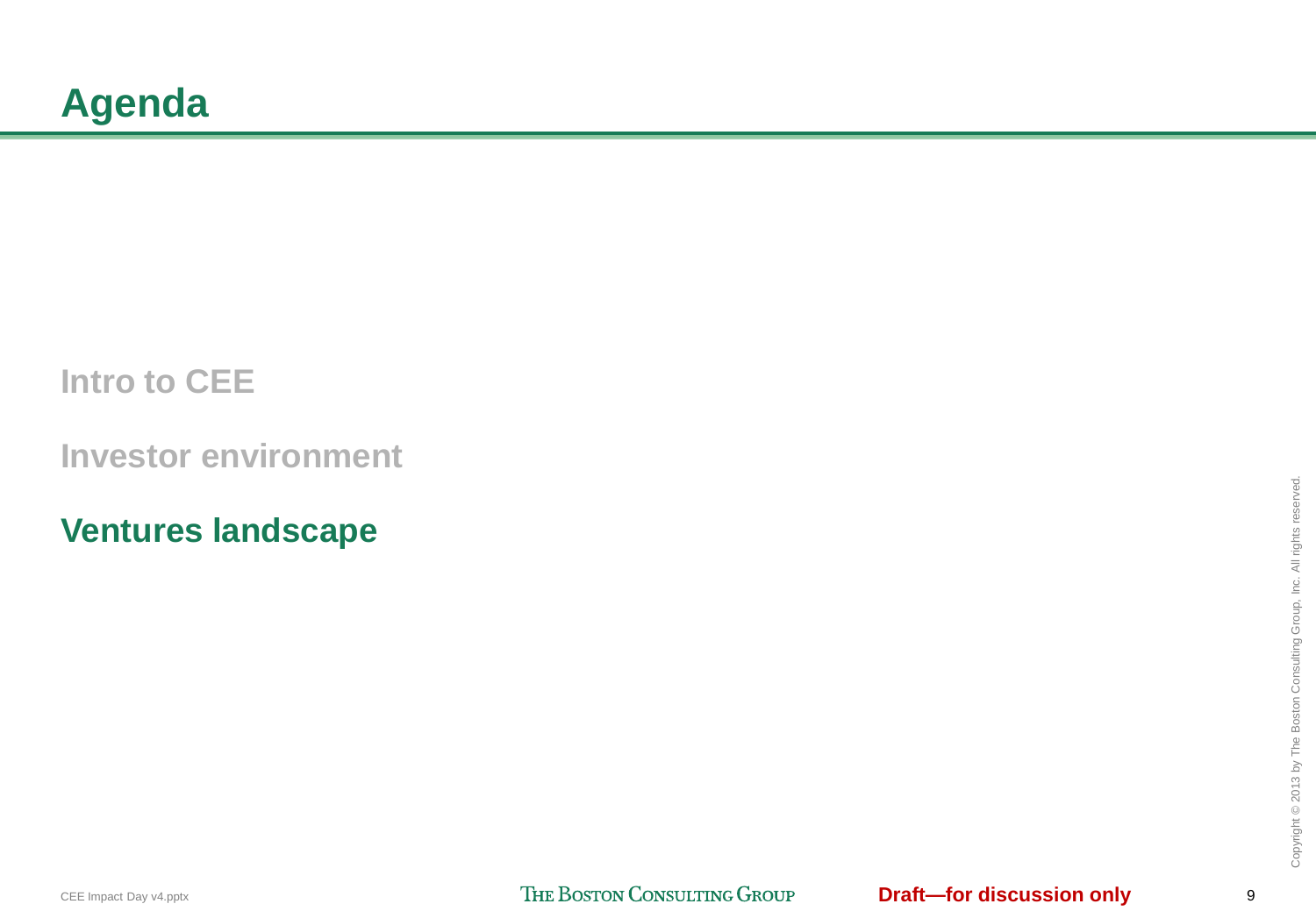# Agenda

Intro to CEE

Investor environment

**Ventures landscape**

Draft—for discussion only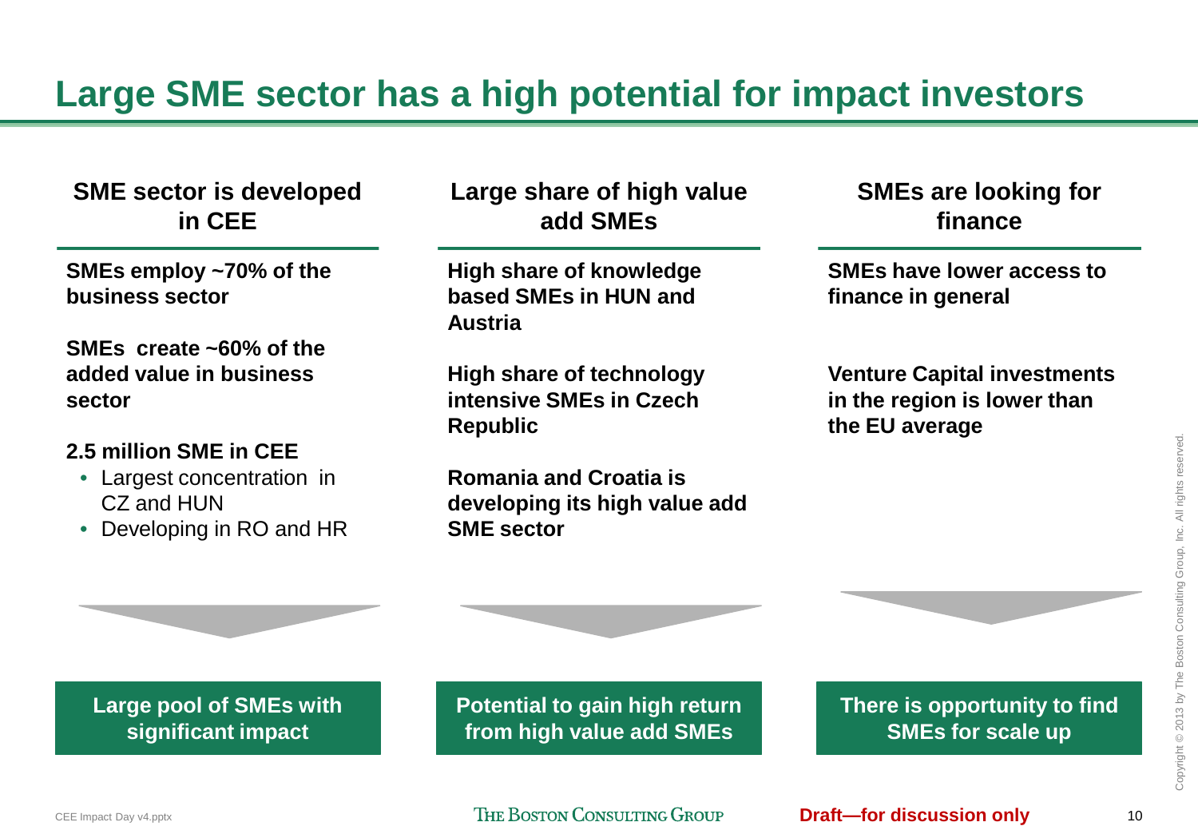# Large SME sector has a high potential for impact investors

### SME sector is developed in CEE

**SMEs employ ~70% of the business sector**

**SMEs create ~60% of the added value in business sector**

**2.5 million SME in CEE**

- Largest concentration in CZ and HUN
- Developing in RO and HR

**Large pool of SMEs with significant impact**

### Large share of high value add SMEs

**High share of knowledge based SMEs in HUN and Austria**

**High share of technology intensive SMEs in Czech Republic**

**Romania and Croatia is developing its high value add SME sector**

**Potential to gain high return from high value add SMEs**

### SMEs are looking for finance

**SMEs have lower access to finance in general**

**Venture Capital investments in the region is lower than the EU average**

**There is opportunity to find SMEs for scale up**

Draft—for discussion only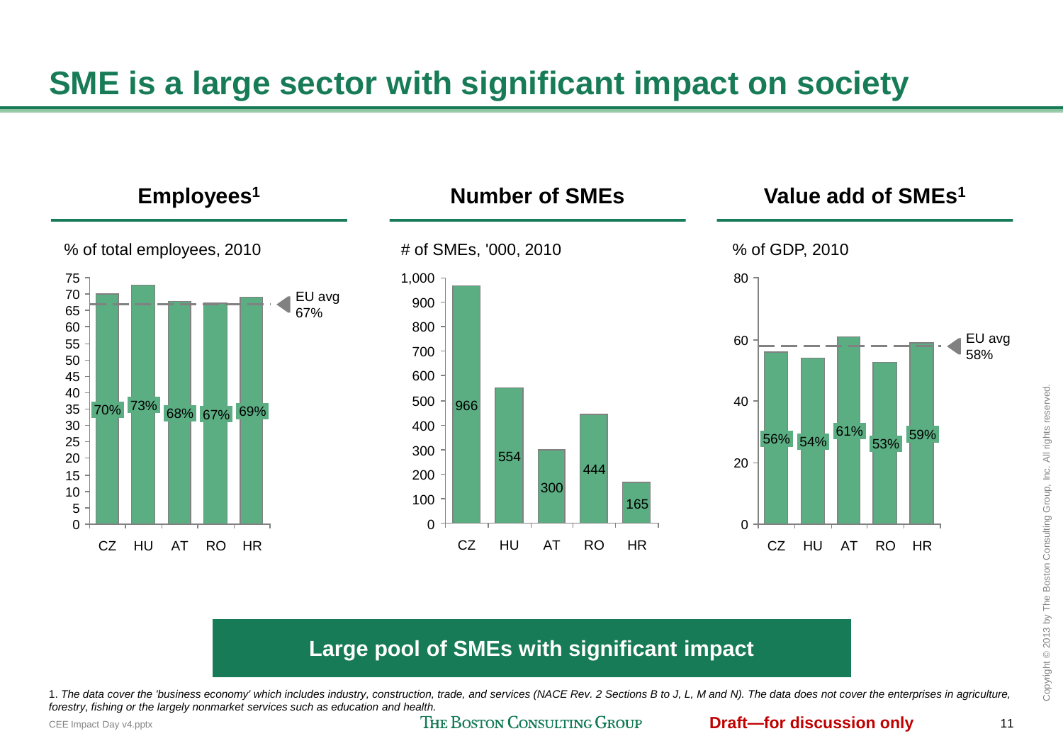# SME is a large sector with significant impact on society

## Employees[1]

% of total employees, 2010

| Country | % of total employees |
|---|---|
| CZ | 70% |
| HU | 73% |
| AT | 68% |
| RO | 67% |
| HR | 69% |

EU avg 67%

## Number of SMEs

# of SMEs, '000, 2010

| Country | # of SMEs ('000) |
|---|---|
| CZ | 966 |
| HU | 554 |
| AT | 300 |
| RO | 444 |
| HR | 165 |

## Value add of SMEs[1]

% of GDP, 2010

| Country | % of GDP |
|---|---|
| CZ | 56% |
| HU | 54% |
| AT | 61% |
| RO | 53% |
| HR | 59% |

EU avg 58%

**Large pool of SMEs with significant impact**

1. *The data cover the 'business economy' which includes industry, construction, trade, and services (NACE Rev. 2 Sections B to J, L, M and N). The data does not cover the enterprises in agriculture, forestry, fishing or the largely nonmarket services such as education and health.*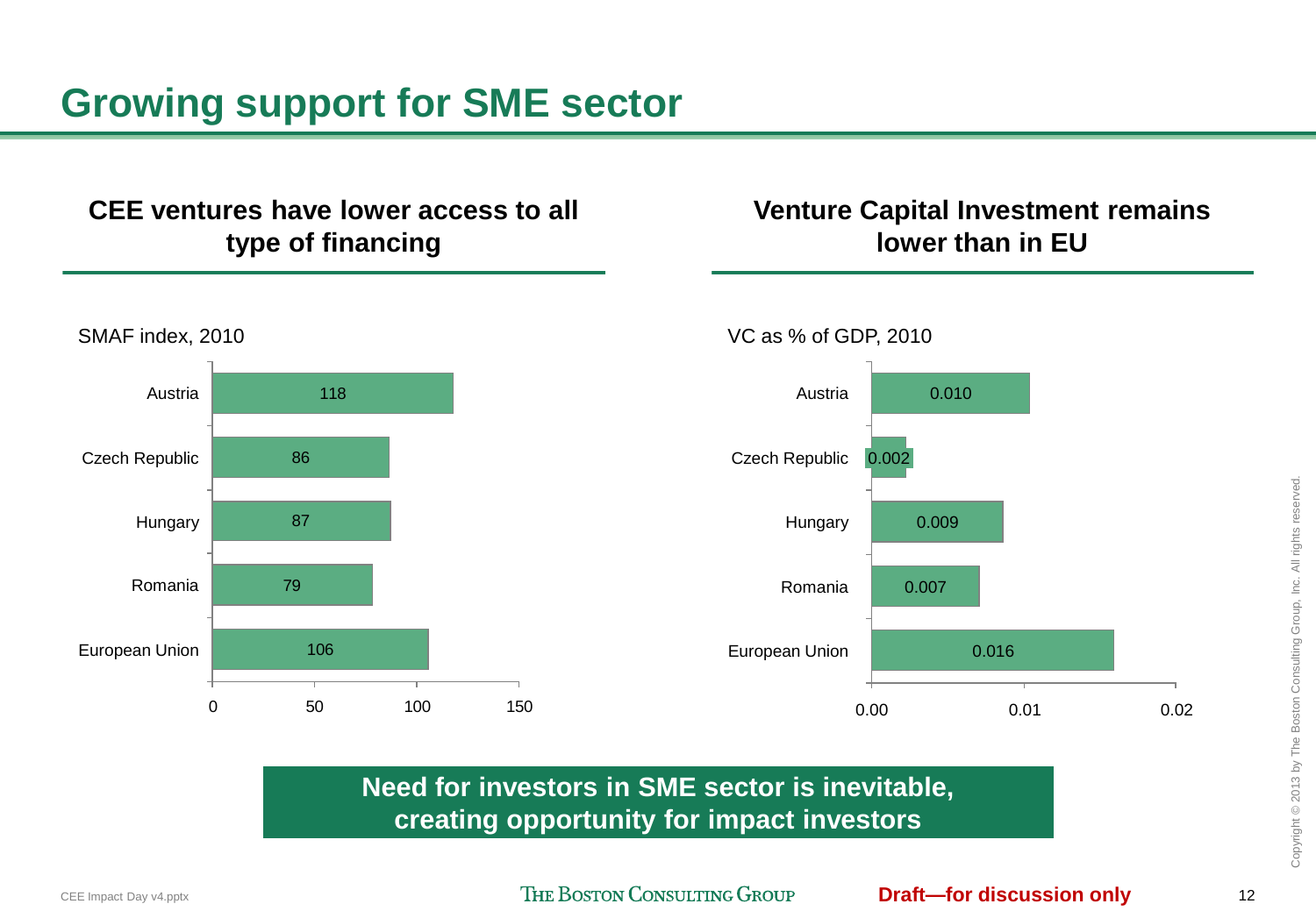# Growing support for SME sector

## CEE ventures have lower access to all type of financing

SMAF index, 2010

| Country | SMAF index |
| --- | --- |
| Austria | 118 |
| Czech Republic | 86 |
| Hungary | 87 |
| Romania | 79 |
| European Union | 106 |

## Venture Capital Investment remains lower than in EU

VC as % of GDP, 2010

| Country | VC as % of GDP |
| --- | --- |
| Austria | 0.010 |
| Czech Republic | 0.002 |
| Hungary | 0.009 |
| Romania | 0.007 |
| European Union | 0.016 |

**Need for investors in SME sector is inevitable, creating opportunity for impact investors**

CEE Impact Day v4.pptx

THE BOSTON CONSULTING GROUP

**Draft—for discussion only**

Copyright © 2013 by The Boston Consulting Group, Inc. All rights reserved.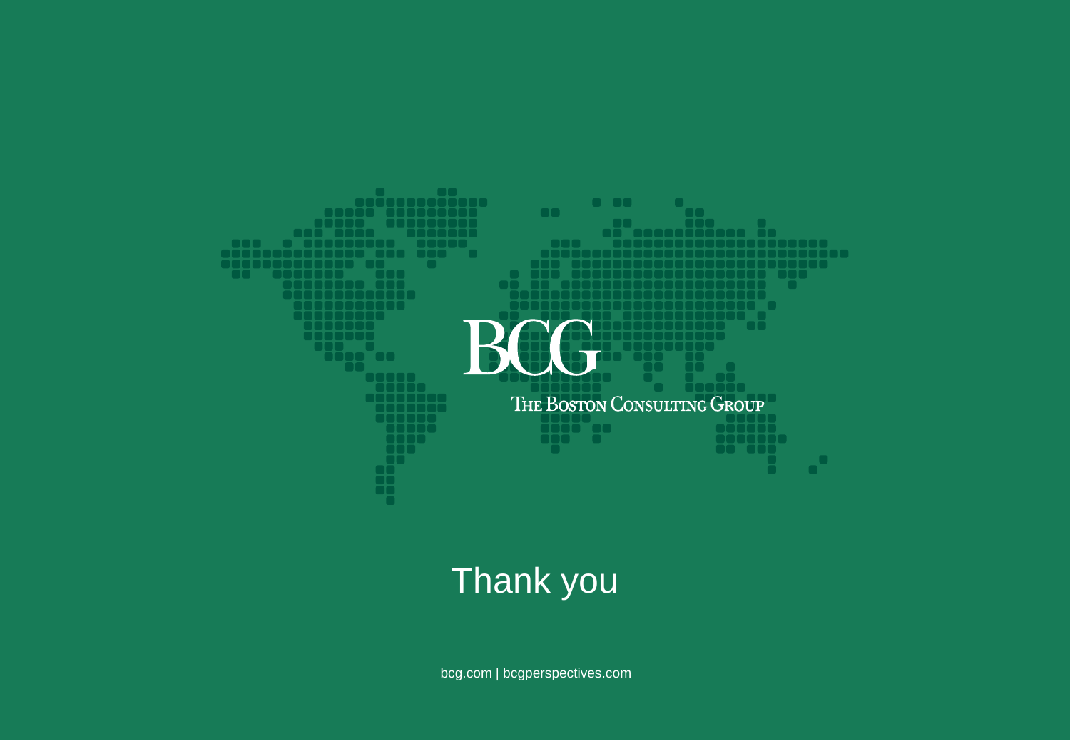BCG

THE BOSTON CONSULTING GROUP

# Thank you

bcg.com | bcgperspectives.com